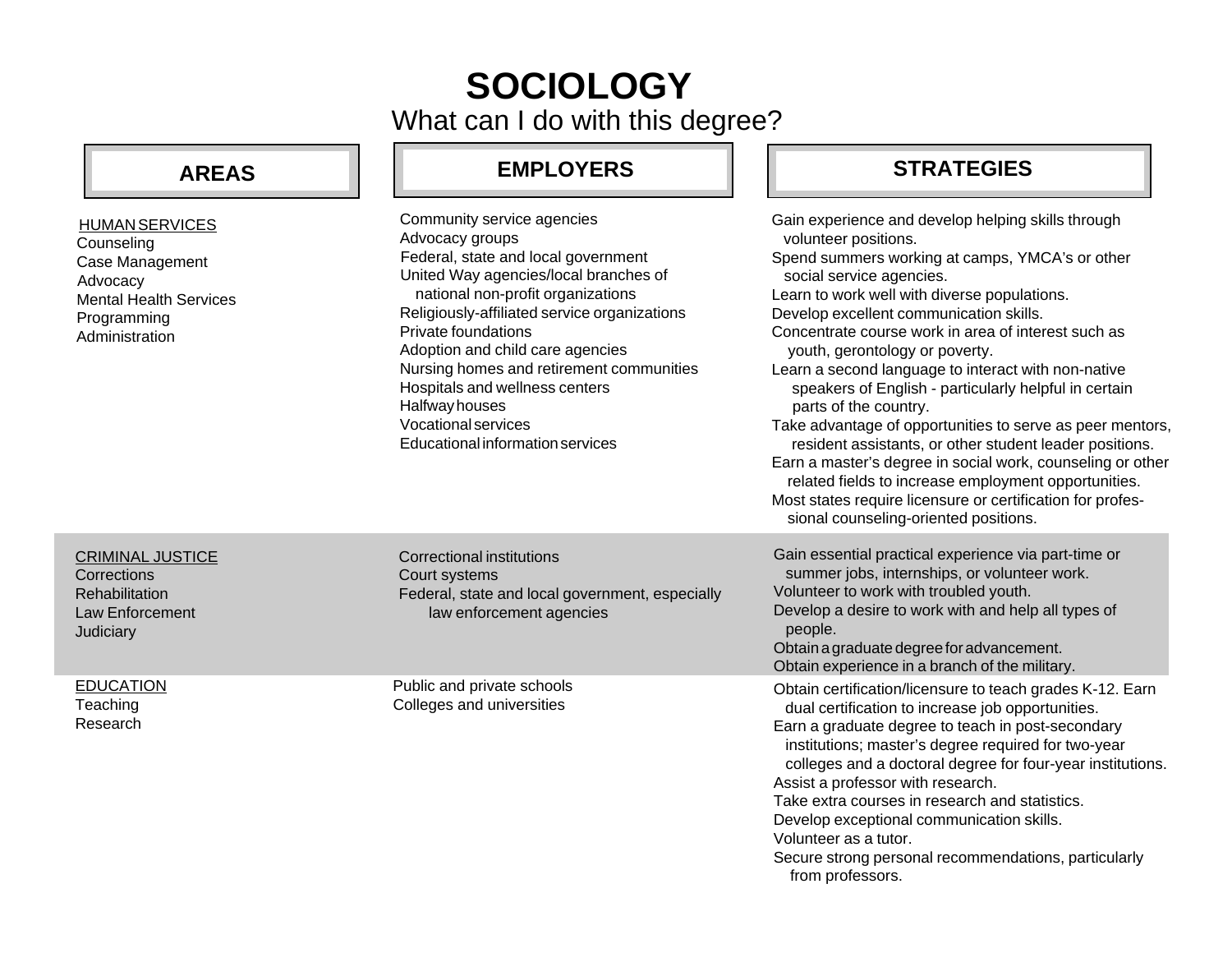# SOCIOLOGY

## What can I do with this degree?

| AREAS | EMPLOYERS | STRATEGIES |
|---|---|---|
| HUMAN SERVICES<br>Counseling<br>Case Management<br>Advocacy<br>Mental Health Services<br>Programming<br>Administration | Community service agencies<br>Advocacy groups<br>Federal, state and local government<br>United Way agencies/local branches of national non-profit organizations<br>Religiously-affiliated service organizations<br>Private foundations<br>Adoption and child care agencies<br>Nursing homes and retirement communities<br>Hospitals and wellness centers<br>Halfway houses<br>Vocational services<br>Educational information services | Gain experience and develop helping skills through volunteer positions.<br>Spend summers working at camps, YMCA's or other social service agencies.<br>Learn to work well with diverse populations.<br>Develop excellent communication skills.<br>Concentrate course work in area of interest such as youth, gerontology or poverty.<br>Learn a second language to interact with non-native speakers of English - particularly helpful in certain parts of the country.<br>Take advantage of opportunities to serve as peer mentors, resident assistants, or other student leader positions.<br>Earn a master's degree in social work, counseling or other related fields to increase employment opportunities.<br>Most states require licensure or certification for professional counseling-oriented positions. |
| CRIMINAL JUSTICE<br>Corrections<br>Rehabilitation<br>Law Enforcement<br>Judiciary | Correctional institutions<br>Court systems<br>Federal, state and local government, especially law enforcement agencies | Gain essential practical experience via part-time or summer jobs, internships, or volunteer work.<br>Volunteer to work with troubled youth.<br>Develop a desire to work with and help all types of people.<br>Obtain a graduate degree for advancement.<br>Obtain experience in a branch of the military. |
| EDUCATION<br>Teaching<br>Research | Public and private schools<br>Colleges and universities | Obtain certification/licensure to teach grades K-12. Earn dual certification to increase job opportunities.<br>Earn a graduate degree to teach in post-secondary institutions; master's degree required for two-year colleges and a doctoral degree for four-year institutions.<br>Assist a professor with research.<br>Take extra courses in research and statistics.<br>Develop exceptional communication skills.<br>Volunteer as a tutor.<br>Secure strong personal recommendations, particularly from professors. |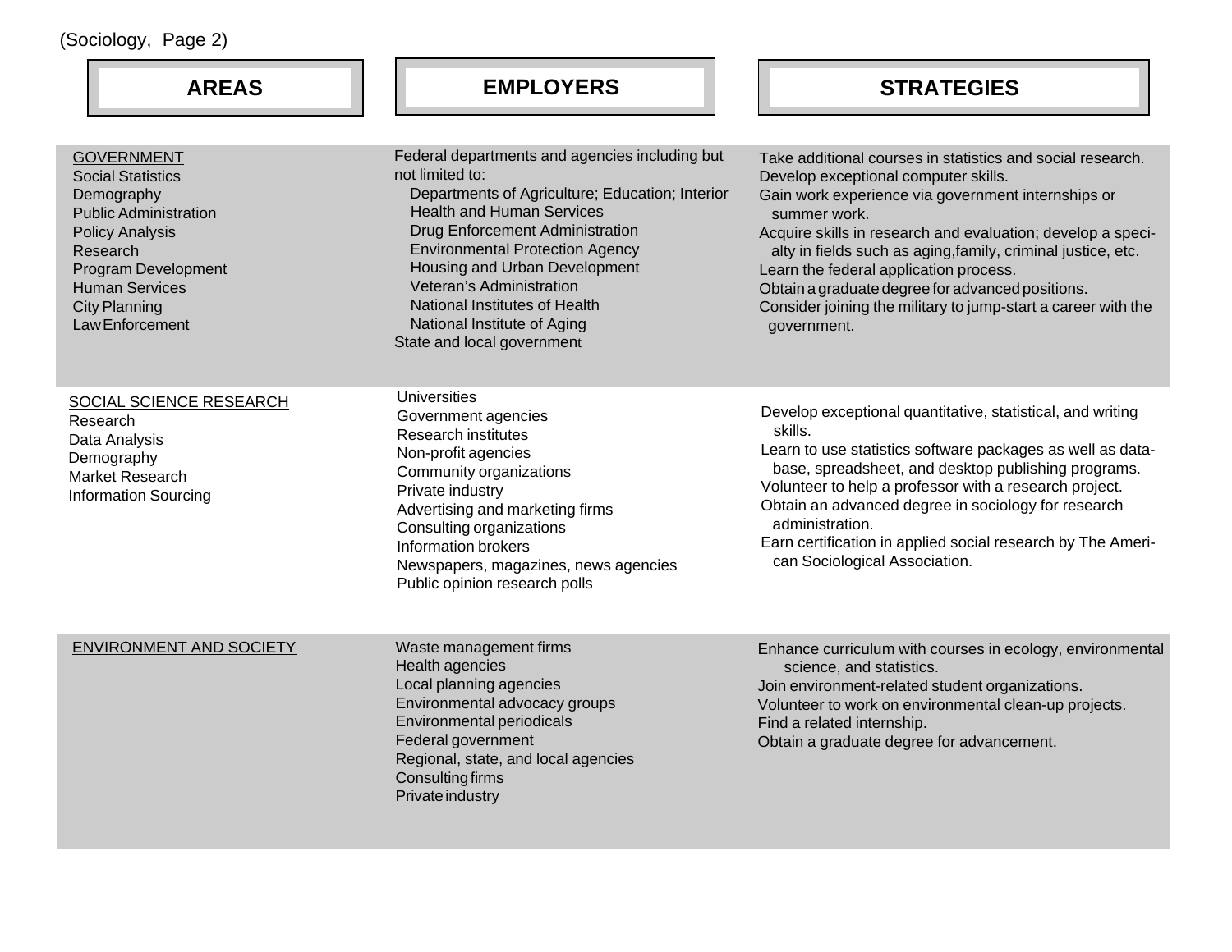(Sociology, Page 2)

| AREAS | EMPLOYERS | STRATEGIES |
| --- | --- | --- |
| <u>GOVERNMENT</u><br>Social Statistics<br>Demography<br>Public Administration<br>Policy Analysis<br>Research<br>Program Development<br>Human Services<br>City Planning<br>Law Enforcement | Federal departments and agencies including but not limited to:<br>Departments of Agriculture; Education; Interior<br>Health and Human Services<br>Drug Enforcement Administration<br>Environmental Protection Agency<br>Housing and Urban Development<br>Veteran's Administration<br>National Institutes of Health<br>National Institute of Aging<br>State and local government | Take additional courses in statistics and social research.<br>Develop exceptional computer skills.<br>Gain work experience via government internships or summer work.<br>Acquire skills in research and evaluation; develop a specialty in fields such as aging,family, criminal justice, etc.<br>Learn the federal application process.<br>Obtain a graduate degree for advanced positions.<br>Consider joining the military to jump-start a career with the government. |
| <u>SOCIAL SCIENCE RESEARCH</u><br>Research<br>Data Analysis<br>Demography<br>Market Research<br>Information Sourcing | Universities<br>Government agencies<br>Research institutes<br>Non-profit agencies<br>Community organizations<br>Private industry<br>Advertising and marketing firms<br>Consulting organizations<br>Information brokers<br>Newspapers, magazines, news agencies<br>Public opinion research polls | Develop exceptional quantitative, statistical, and writing skills.<br>Learn to use statistics software packages as well as database, spreadsheet, and desktop publishing programs.<br>Volunteer to help a professor with a research project.<br>Obtain an advanced degree in sociology for research administration.<br>Earn certification in applied social research by The American Sociological Association. |
| <u>ENVIRONMENT AND SOCIETY</u> | Waste management firms<br>Health agencies<br>Local planning agencies<br>Environmental advocacy groups<br>Environmental periodicals<br>Federal government<br>Regional, state, and local agencies<br>Consulting firms<br>Private industry | Enhance curriculum with courses in ecology, environmental science, and statistics.<br>Join environment-related student organizations.<br>Volunteer to work on environmental clean-up projects.<br>Find a related internship.<br>Obtain a graduate degree for advancement. |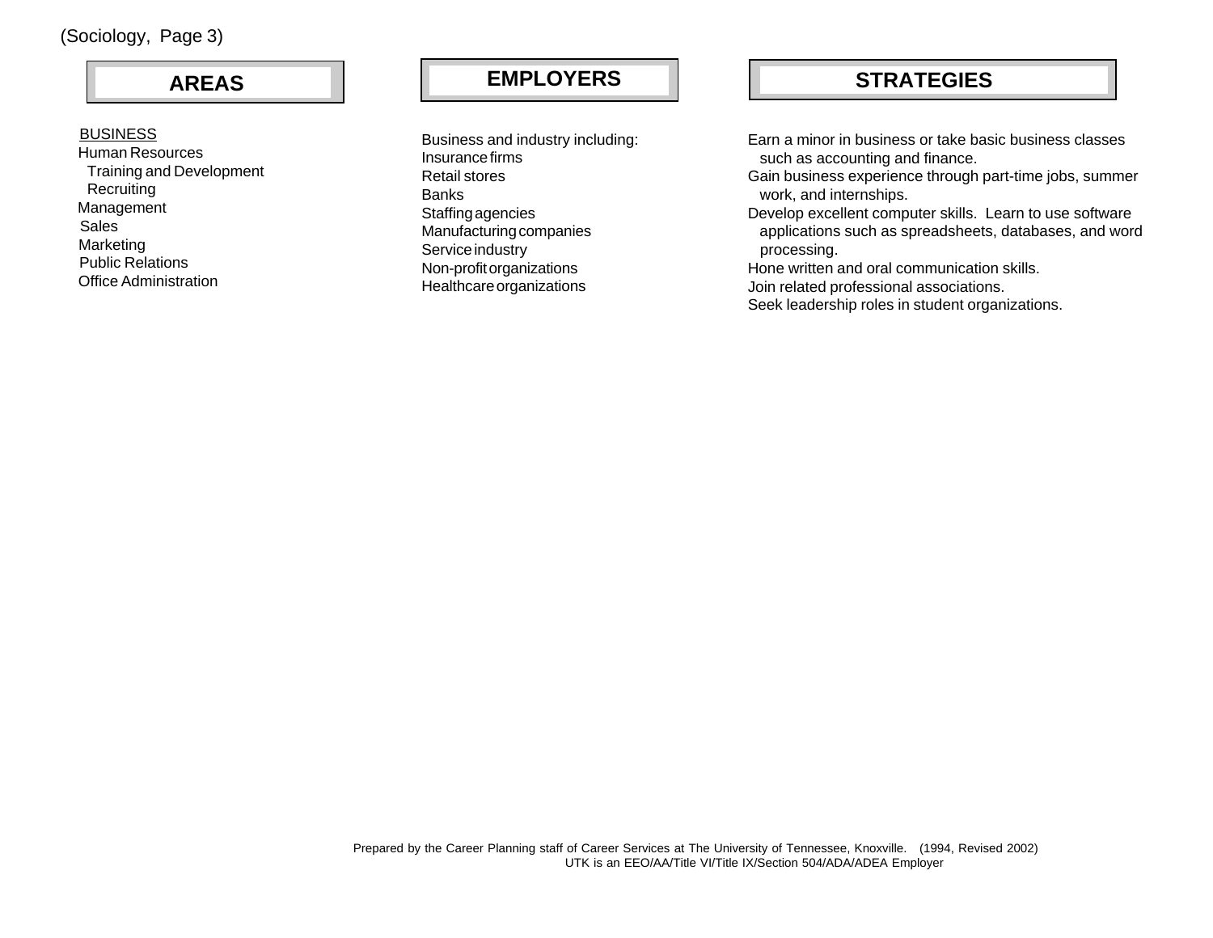| AREAS | EMPLOYERS | STRATEGIES |
| --- | --- | --- |
| BUSINESS<br>Human Resources<br>Training and Development<br>Recruiting<br>Management<br>Sales<br>Marketing<br>Public Relations<br>Office Administration | Business and industry including:<br>Insurance firms<br>Retail stores<br>Banks<br>Staffing agencies<br>Manufacturing companies<br>Service industry<br>Non-profit organizations<br>Healthcare organizations | Earn a minor in business or take basic business classes such as accounting and finance.<br>Gain business experience through part-time jobs, summer work, and internships.<br>Develop excellent computer skills. Learn to use software applications such as spreadsheets, databases, and word processing.<br>Hone written and oral communication skills.<br>Join related professional associations.<br>Seek leadership roles in student organizations. |

Prepared by the Career Planning staff of Career Services at The University of Tennessee, Knoxville. (1994, Revised 2002)
UTK is an EEO/AA/Title VI/Title IX/Section 504/ADA/ADEA Employer